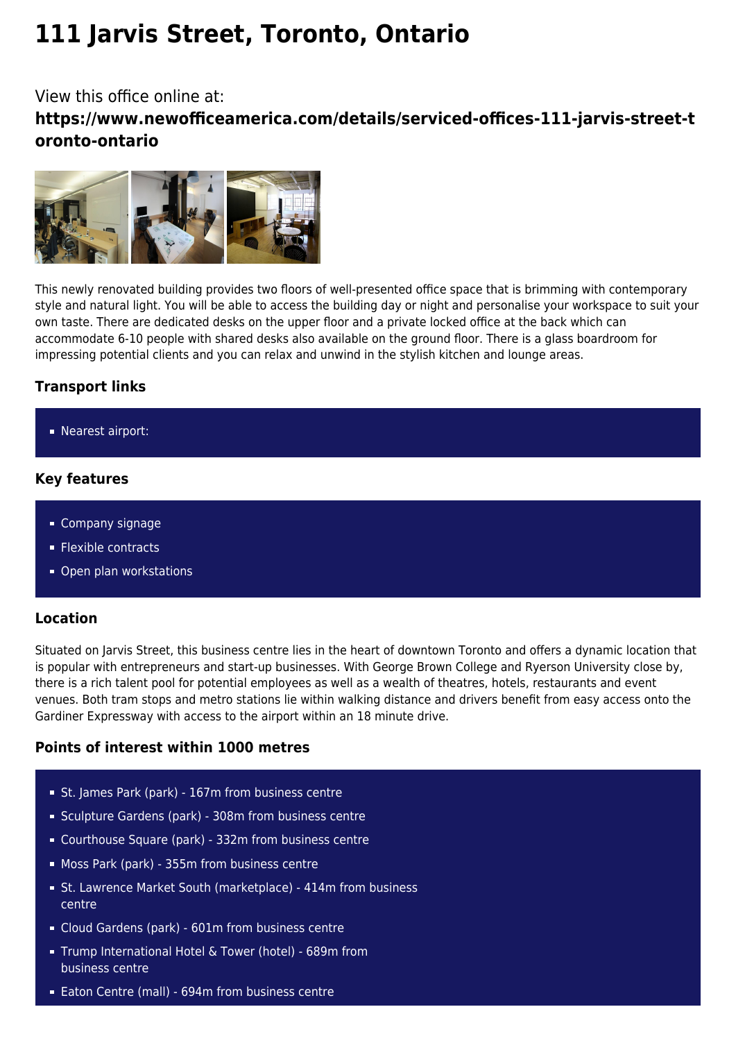# 111 Jarvis Street, Toronto, Ontario

View this office online at:

**https://www.newofficeamerica.com/details/serviced-offices-111-jarvis-street-toronto-ontario**

This newly renovated building provides two floors of well-presented office space that is brimming with contemporary style and natural light. You will be able to access the building day or night and personalise your workspace to suit your own taste. There are dedicated desks on the upper floor and a private locked office at the back which can accommodate 6-10 people with shared desks also available on the ground floor. There is a glass boardroom for impressing potential clients and you can relax and unwind in the stylish kitchen and lounge areas.

### Transport links

- Nearest airport:

### Key features

- Company signage
- Flexible contracts
- Open plan workstations

### Location

Situated on Jarvis Street, this business centre lies in the heart of downtown Toronto and offers a dynamic location that is popular with entrepreneurs and start-up businesses. With George Brown College and Ryerson University close by, there is a rich talent pool for potential employees as well as a wealth of theatres, hotels, restaurants and event venues. Both tram stops and metro stations lie within walking distance and drivers benefit from easy access onto the Gardiner Expressway with access to the airport within an 18 minute drive.

### Points of interest within 1000 metres

- St. James Park (park) - 167m from business centre
- Sculpture Gardens (park) - 308m from business centre
- Courthouse Square (park) - 332m from business centre
- Moss Park (park) - 355m from business centre
- St. Lawrence Market South (marketplace) - 414m from business centre
- Cloud Gardens (park) - 601m from business centre
- Trump International Hotel & Tower (hotel) - 689m from business centre
- Eaton Centre (mall) - 694m from business centre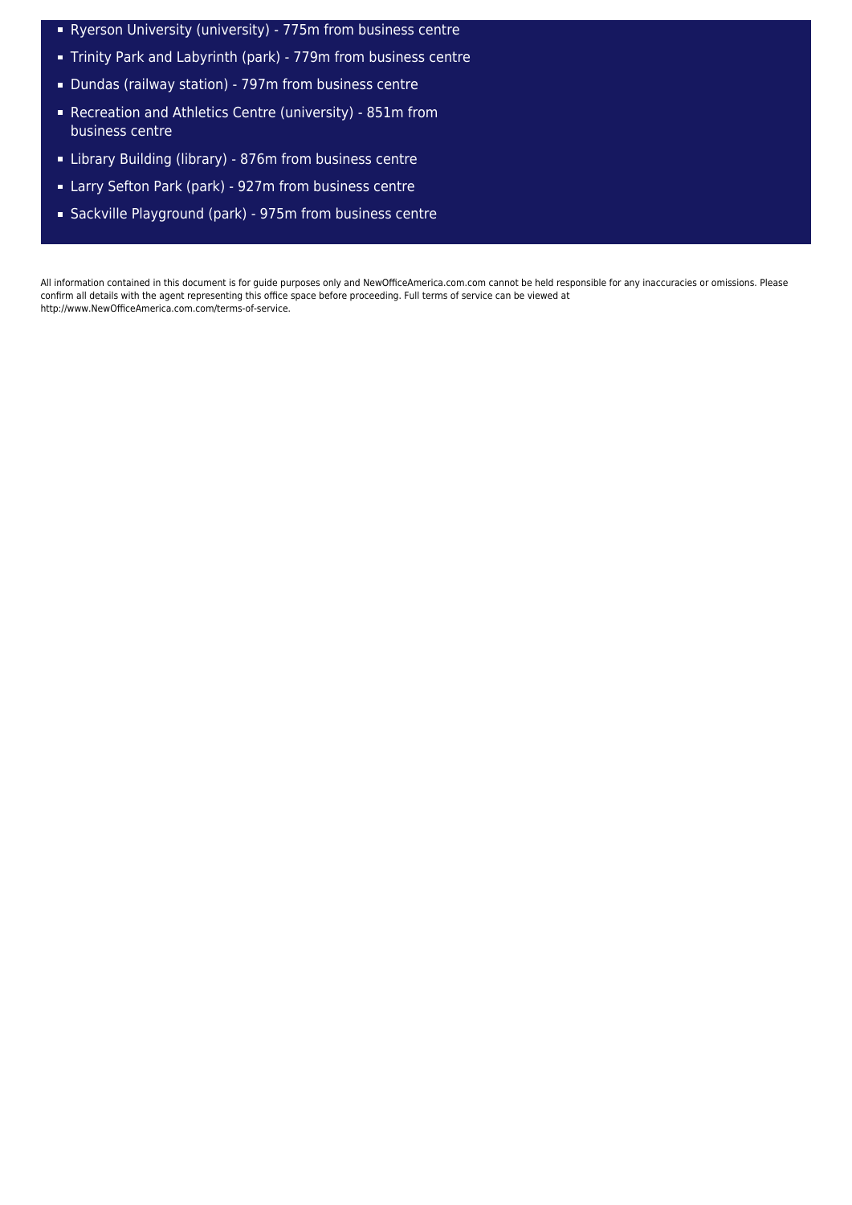- Ryerson University (university) - 775m from business centre
- Trinity Park and Labyrinth (park) - 779m from business centre
- Dundas (railway station) - 797m from business centre
- Recreation and Athletics Centre (university) - 851m from business centre
- Library Building (library) - 876m from business centre
- Larry Sefton Park (park) - 927m from business centre
- Sackville Playground (park) - 975m from business centre

All information contained in this document is for guide purposes only and NewOfficeAmerica.com.com cannot be held responsible for any inaccuracies or omissions. Please confirm all details with the agent representing this office space before proceeding. Full terms of service can be viewed at http://www.NewOfficeAmerica.com.com/terms-of-service.